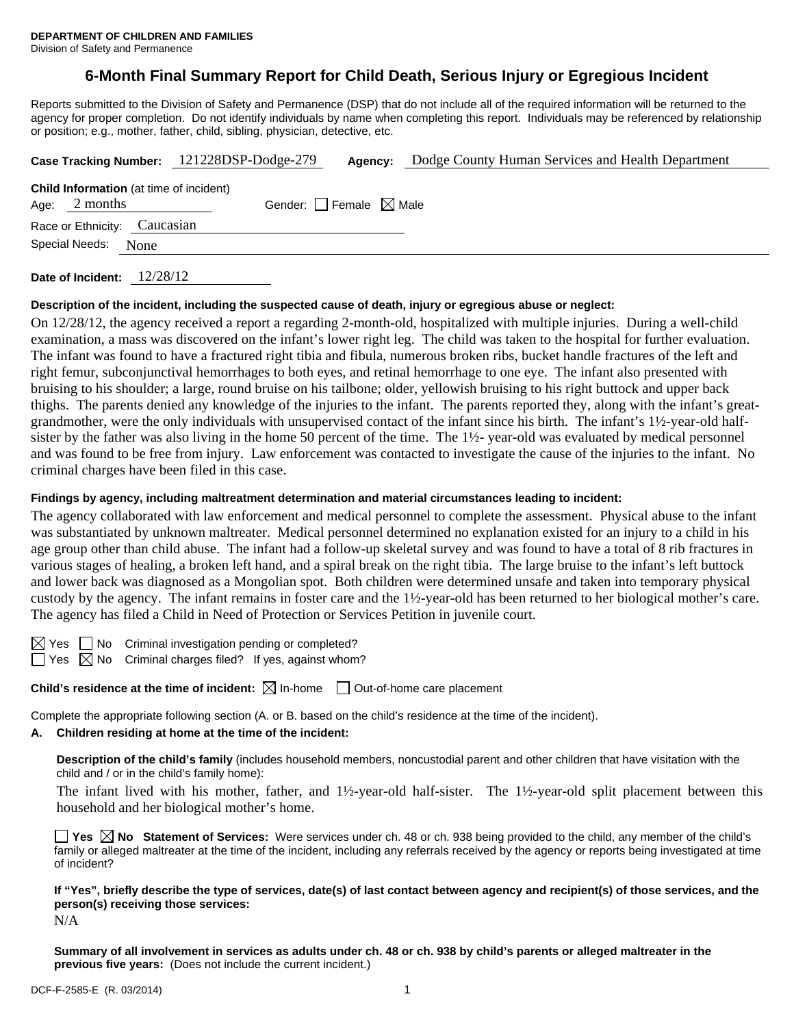**DEPARTMENT OF CHILDREN AND FAMILIES**
Division of Safety and Permanence

# 6-Month Final Summary Report for Child Death, Serious Injury or Egregious Incident

Reports submitted to the Division of Safety and Permanence (DSP) that do not include all of the required information will be returned to the agency for proper completion. Do not identify individuals by name when completing this report. Individuals may be referenced by relationship or position; e.g., mother, father, child, sibling, physician, detective, etc.

**Case Tracking Number:** 121228DSP-Dodge-279 **Agency:** Dodge County Human Services and Health Department

**Child Information** (at time of incident)
Age: 2 months Gender: ☐ Female ☒ Male
Race or Ethnicity: Caucasian
Special Needs: None

**Date of Incident:** 12/28/12

**Description of the incident, including the suspected cause of death, injury or egregious abuse or neglect:**

On 12/28/12, the agency received a report a regarding 2-month-old, hospitalized with multiple injuries. During a well-child examination, a mass was discovered on the infant's lower right leg. The child was taken to the hospital for further evaluation. The infant was found to have a fractured right tibia and fibula, numerous broken ribs, bucket handle fractures of the left and right femur, subconjunctival hemorrhages to both eyes, and retinal hemorrhage to one eye. The infant also presented with bruising to his shoulder; a large, round bruise on his tailbone; older, yellowish bruising to his right buttock and upper back thighs. The parents denied any knowledge of the injuries to the infant. The parents reported they, along with the infant's great-grandmother, were the only individuals with unsupervised contact of the infant since his birth. The infant's 1½-year-old half-sister by the father was also living in the home 50 percent of the time. The 1½- year-old was evaluated by medical personnel and was found to be free from injury. Law enforcement was contacted to investigate the cause of the injuries to the infant. No criminal charges have been filed in this case.

**Findings by agency, including maltreatment determination and material circumstances leading to incident:**

The agency collaborated with law enforcement and medical personnel to complete the assessment. Physical abuse to the infant was substantiated by unknown maltreater. Medical personnel determined no explanation existed for an injury to a child in his age group other than child abuse. The infant had a follow-up skeletal survey and was found to have a total of 8 rib fractures in various stages of healing, a broken left hand, and a spiral break on the right tibia. The large bruise to the infant's left buttock and lower back was diagnosed as a Mongolian spot. Both children were determined unsafe and taken into temporary physical custody by the agency. The infant remains in foster care and the 1½-year-old has been returned to her biological mother's care. The agency has filed a Child in Need of Protection or Services Petition in juvenile court.

☒ Yes ☐ No Criminal investigation pending or completed?
☐ Yes ☒ No Criminal charges filed? If yes, against whom?

**Child's residence at the time of incident:** ☒ In-home ☐ Out-of-home care placement

Complete the appropriate following section (A. or B. based on the child's residence at the time of the incident).

**A. Children residing at home at the time of the incident:**

**Description of the child's family** (includes household members, noncustodial parent and other children that have visitation with the child and / or in the child's family home):

The infant lived with his mother, father, and 1½-year-old half-sister. The 1½-year-old split placement between this household and her biological mother's home.

☐ **Yes** ☒ **No Statement of Services:** Were services under ch. 48 or ch. 938 being provided to the child, any member of the child's family or alleged maltreater at the time of the incident, including any referrals received by the agency or reports being investigated at time of incident?

**If "Yes", briefly describe the type of services, date(s) of last contact between agency and recipient(s) of those services, and the person(s) receiving those services:**

N/A

**Summary of all involvement in services as adults under ch. 48 or ch. 938 by child's parents or alleged maltreater in the previous five years:** (Does not include the current incident.)

DCF-F-2585-E (R. 03/2014)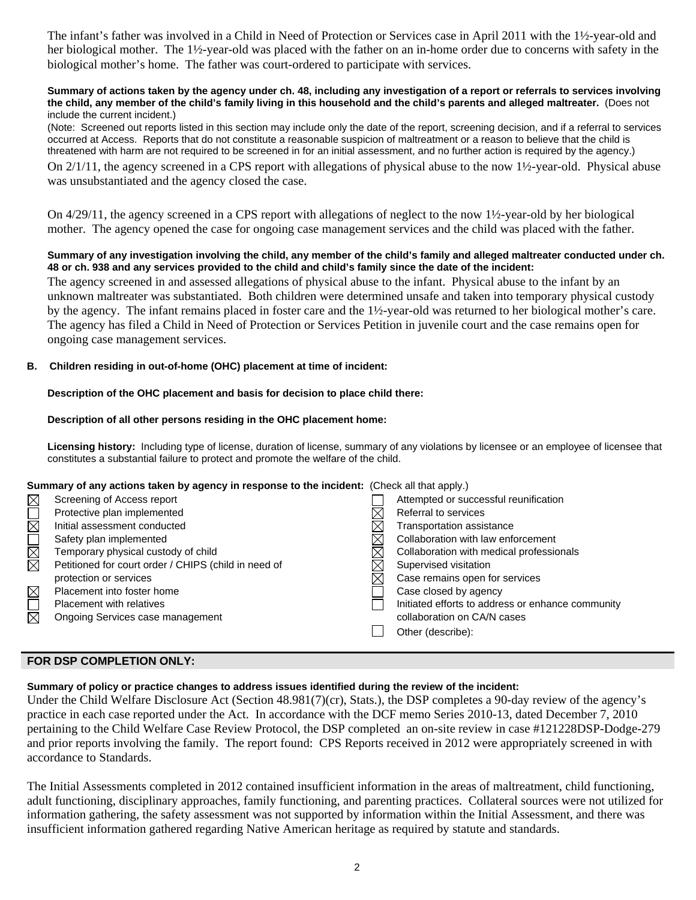The infant's father was involved in a Child in Need of Protection or Services case in April 2011 with the 1½-year-old and her biological mother. The 1½-year-old was placed with the father on an in-home order due to concerns with safety in the biological mother's home. The father was court-ordered to participate with services.

**Summary of actions taken by the agency under ch. 48, including any investigation of a report or referrals to services involving the child, any member of the child's family living in this household and the child's parents and alleged maltreater.** (Does not include the current incident.)

(Note: Screened out reports listed in this section may include only the date of the report, screening decision, and if a referral to services occurred at Access. Reports that do not constitute a reasonable suspicion of maltreatment or a reason to believe that the child is threatened with harm are not required to be screened in for an initial assessment, and no further action is required by the agency.)

On 2/1/11, the agency screened in a CPS report with allegations of physical abuse to the now 1½-year-old. Physical abuse was unsubstantiated and the agency closed the case.

On 4/29/11, the agency screened in a CPS report with allegations of neglect to the now 1½-year-old by her biological mother. The agency opened the case for ongoing case management services and the child was placed with the father.

**Summary of any investigation involving the child, any member of the child's family and alleged maltreater conducted under ch. 48 or ch. 938 and any services provided to the child and child's family since the date of the incident:**

The agency screened in and assessed allegations of physical abuse to the infant. Physical abuse to the infant by an unknown maltreater was substantiated. Both children were determined unsafe and taken into temporary physical custody by the agency. The infant remains placed in foster care and the 1½-year-old was returned to her biological mother's care. The agency has filed a Child in Need of Protection or Services Petition in juvenile court and the case remains open for ongoing case management services.

**B. Children residing in out-of-home (OHC) placement at time of incident:**

**Description of the OHC placement and basis for decision to place child there:**

**Description of all other persons residing in the OHC placement home:**

**Licensing history:** Including type of license, duration of license, summary of any violations by licensee or an employee of licensee that constitutes a substantial failure to protect and promote the welfare of the child.

**Summary of any actions taken by agency in response to the incident:** (Check all that apply.)

- ☒ Screening of Access report
- ☐ Protective plan implemented
- ☒ Initial assessment conducted
- ☐ Safety plan implemented
- ☒ Temporary physical custody of child
- ☒ Petitioned for court order / CHIPS (child in need of protection or services
- ☒ Placement into foster home
- ☐ Placement with relatives
- ☒ Ongoing Services case management
- ☐ Attempted or successful reunification
- ☒ Referral to services
- ☒ Transportation assistance
- ☒ Collaboration with law enforcement
- ☒ Collaboration with medical professionals
- ☒ Supervised visitation
- ☒ Case remains open for services
- ☐ Case closed by agency
- ☐ Initiated efforts to address or enhance community collaboration on CA/N cases
- ☐ Other (describe):

## FOR DSP COMPLETION ONLY:

**Summary of policy or practice changes to address issues identified during the review of the incident:**

Under the Child Welfare Disclosure Act (Section 48.981(7)(cr), Stats.), the DSP completes a 90-day review of the agency's practice in each case reported under the Act. In accordance with the DCF memo Series 2010-13, dated December 7, 2010 pertaining to the Child Welfare Case Review Protocol, the DSP completed an on-site review in case #121228DSP-Dodge-279 and prior reports involving the family. The report found: CPS Reports received in 2012 were appropriately screened in with accordance to Standards.

The Initial Assessments completed in 2012 contained insufficient information in the areas of maltreatment, child functioning, adult functioning, disciplinary approaches, family functioning, and parenting practices. Collateral sources were not utilized for information gathering, the safety assessment was not supported by information within the Initial Assessment, and there was insufficient information gathered regarding Native American heritage as required by statute and standards.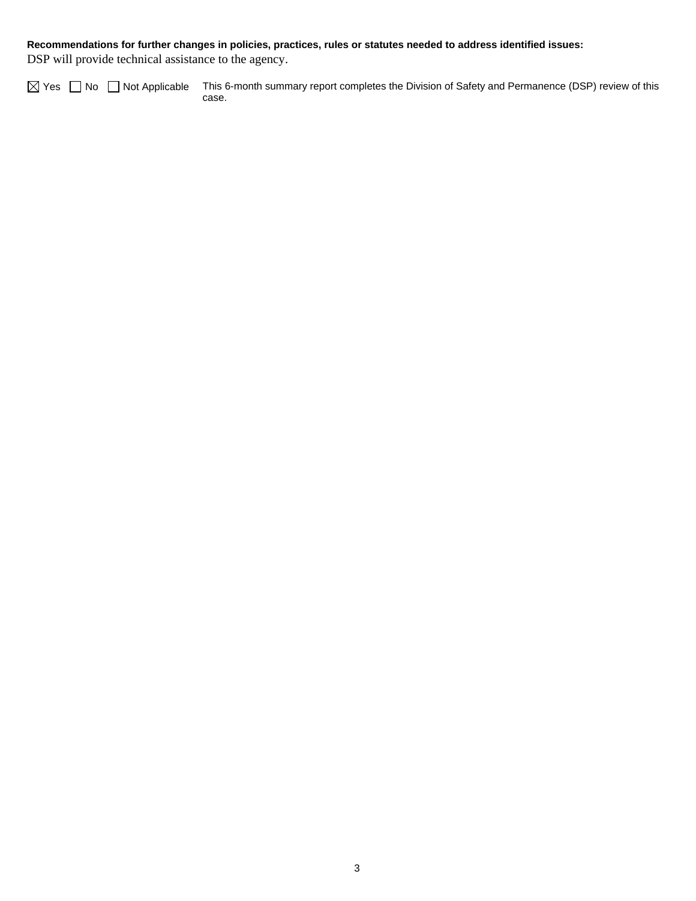**Recommendations for further changes in policies, practices, rules or statutes needed to address identified issues:**

DSP will provide technical assistance to the agency.

☒ Yes ☐ No ☐ Not Applicable This 6-month summary report completes the Division of Safety and Permanence (DSP) review of this case.